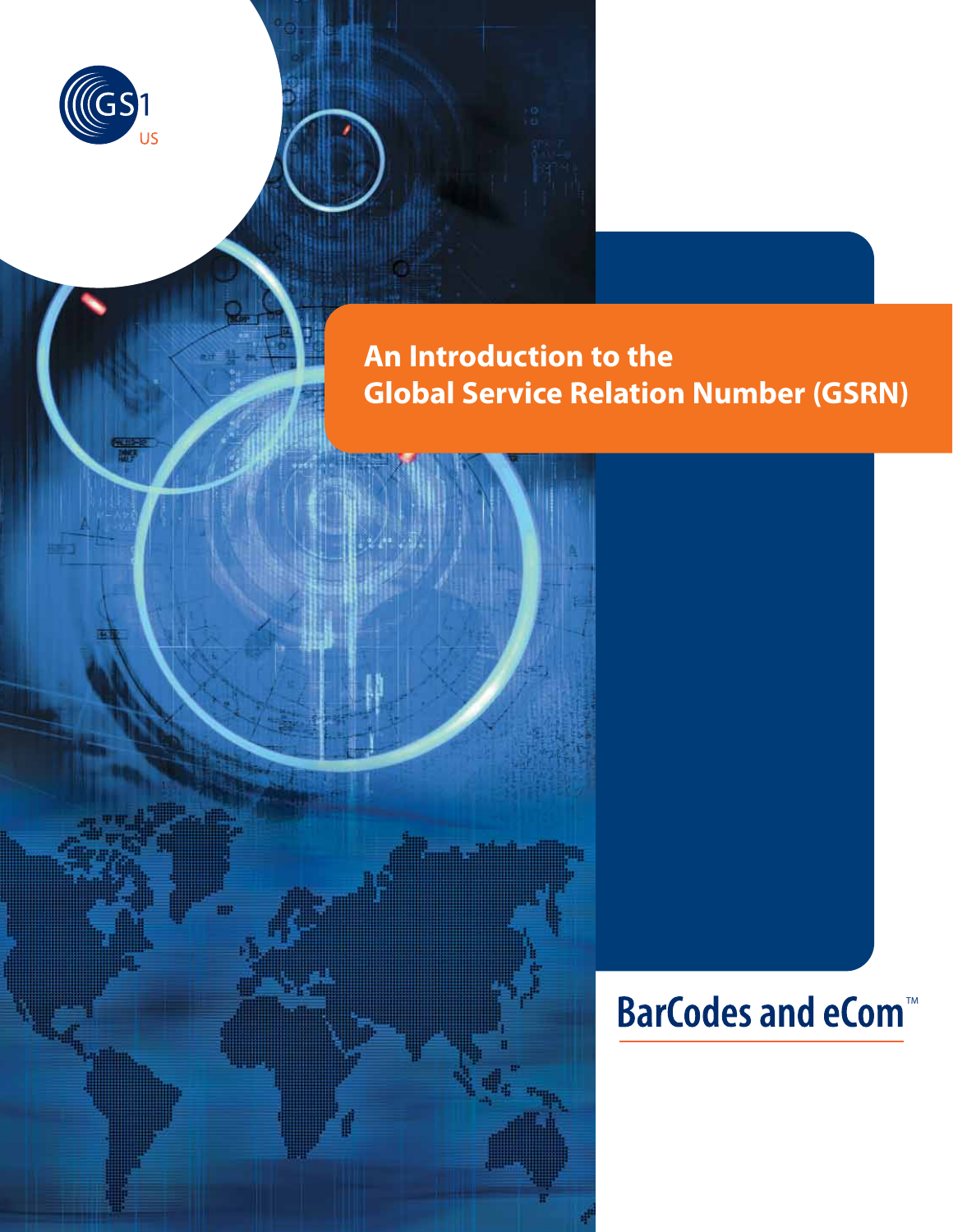GS1 US

# An Introduction to the Global Service Relation Number (GSRN)

BarCodes and eCom™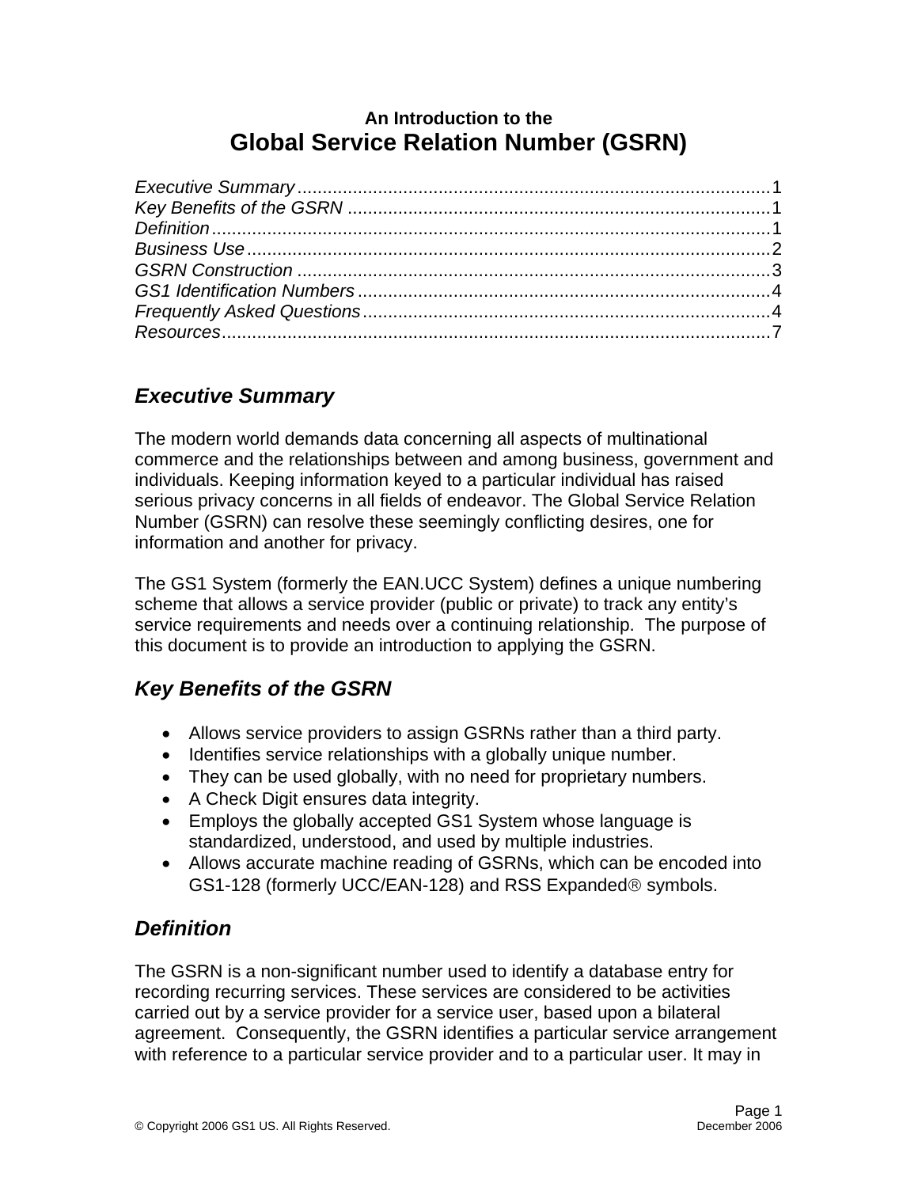# An Introduction to the Global Service Relation Number (GSRN)

*Executive Summary* ............................................................................................1
*Key Benefits of the GSRN* ...................................................................................1
*Definition* ............................................................................................................1
*Business Use* ......................................................................................................2
*GSRN Construction* ............................................................................................3
*GS1 Identification Numbers* ...............................................................................4
*Frequently Asked Questions* ...............................................................................4
*Resources* ...........................................................................................................7

## *Executive Summary*

The modern world demands data concerning all aspects of multinational commerce and the relationships between and among business, government and individuals. Keeping information keyed to a particular individual has raised serious privacy concerns in all fields of endeavor. The Global Service Relation Number (GSRN) can resolve these seemingly conflicting desires, one for information and another for privacy.

The GS1 System (formerly the EAN.UCC System) defines a unique numbering scheme that allows a service provider (public or private) to track any entity's service requirements and needs over a continuing relationship. The purpose of this document is to provide an introduction to applying the GSRN.

## *Key Benefits of the GSRN*

- Allows service providers to assign GSRNs rather than a third party.
- Identifies service relationships with a globally unique number.
- They can be used globally, with no need for proprietary numbers.
- A Check Digit ensures data integrity.
- Employs the globally accepted GS1 System whose language is standardized, understood, and used by multiple industries.
- Allows accurate machine reading of GSRNs, which can be encoded into GS1-128 (formerly UCC/EAN-128) and RSS Expanded® symbols.

## *Definition*

The GSRN is a non-significant number used to identify a database entry for recording recurring services. These services are considered to be activities carried out by a service provider for a service user, based upon a bilateral agreement. Consequently, the GSRN identifies a particular service arrangement with reference to a particular service provider and to a particular user. It may in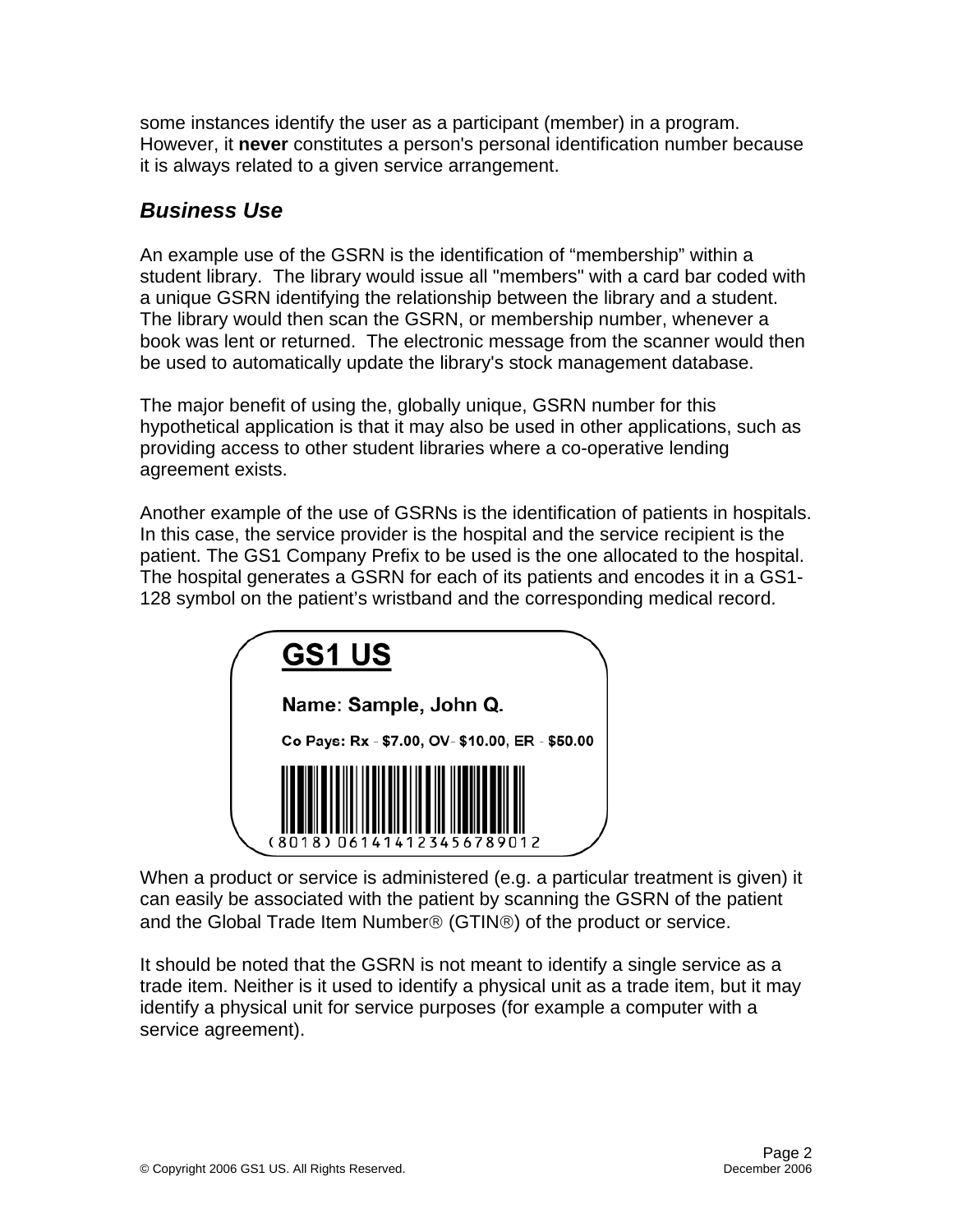some instances identify the user as a participant (member) in a program. However, it **never** constitutes a person's personal identification number because it is always related to a given service arrangement.

### *Business Use*

An example use of the GSRN is the identification of “membership” within a student library. The library would issue all "members" with a card bar coded with a unique GSRN identifying the relationship between the library and a student. The library would then scan the GSRN, or membership number, whenever a book was lent or returned. The electronic message from the scanner would then be used to automatically update the library's stock management database.

The major benefit of using the, globally unique, GSRN number for this hypothetical application is that it may also be used in other applications, such as providing access to other student libraries where a co-operative lending agreement exists.

Another example of the use of GSRNs is the identification of patients in hospitals. In this case, the service provider is the hospital and the service recipient is the patient. The GS1 Company Prefix to be used is the one allocated to the hospital. The hospital generates a GSRN for each of its patients and encodes it in a GS1-128 symbol on the patient’s wristband and the corresponding medical record.

**GS1 US**

**Name: Sample, John Q.**

**Co Pays: Rx - $7.00, OV- $10.00, ER - $50.00**

(8018) 061414123456789012

When a product or service is administered (e.g. a particular treatment is given) it can easily be associated with the patient by scanning the GSRN of the patient and the Global Trade Item Number® (GTIN®) of the product or service.

It should be noted that the GSRN is not meant to identify a single service as a trade item. Neither is it used to identify a physical unit as a trade item, but it may identify a physical unit for service purposes (for example a computer with a service agreement).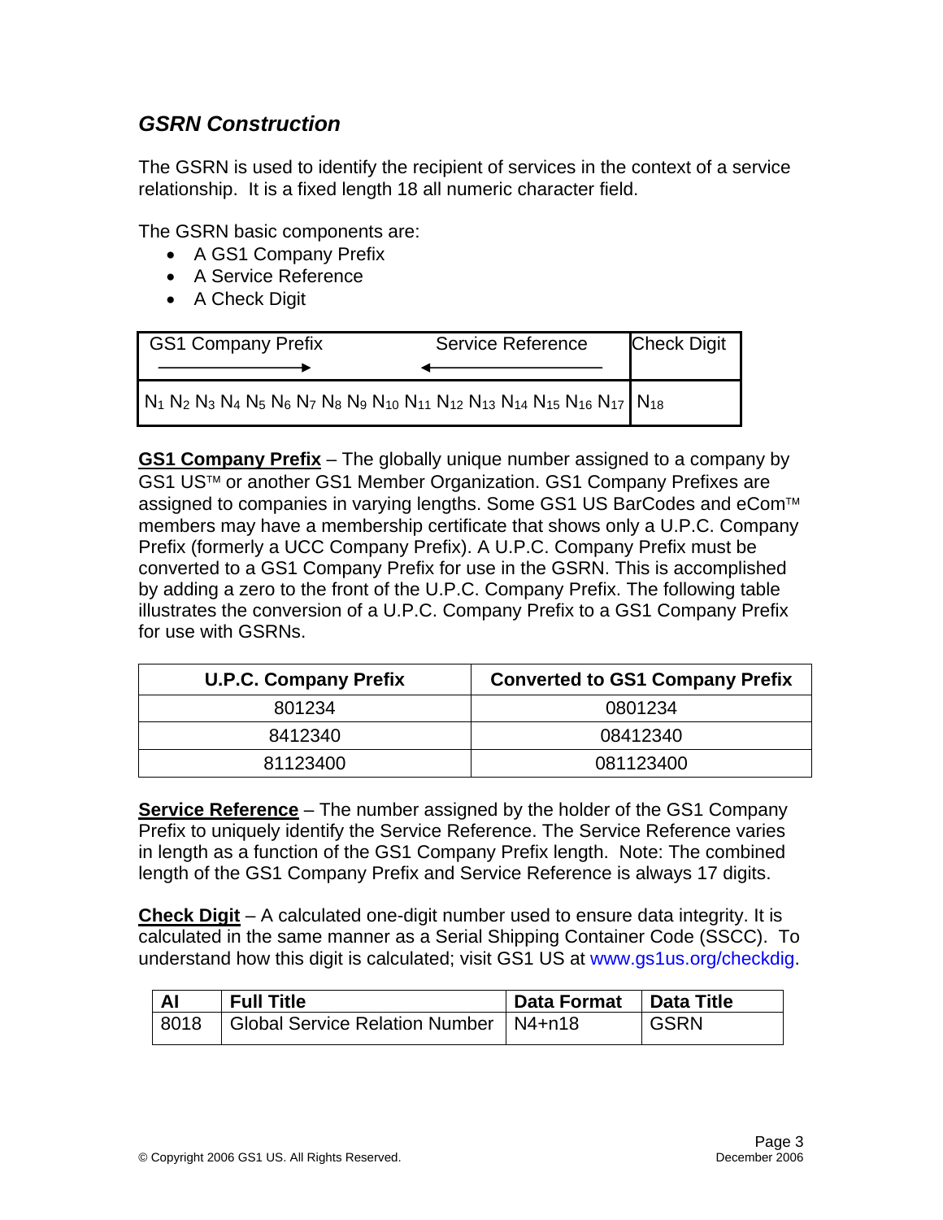### *GSRN Construction*

The GSRN is used to identify the recipient of services in the context of a service relationship. It is a fixed length 18 all numeric character field.

The GSRN basic components are:

- A GS1 Company Prefix
- A Service Reference
- A Check Digit

| GS1 Company Prefix → ← Service Reference | Check Digit |
|---|---|
| $N_1$ $N_2$ $N_3$ $N_4$ $N_5$ $N_6$ $N_7$ $N_8$ $N_9$ $N_{10}$ $N_{11}$ $N_{12}$ $N_{13}$ $N_{14}$ $N_{15}$ $N_{16}$ $N_{17}$ | $N_{18}$ |

**GS1 Company Prefix** – The globally unique number assigned to a company by GS1 US™ or another GS1 Member Organization. GS1 Company Prefixes are assigned to companies in varying lengths. Some GS1 US BarCodes and eCom™ members may have a membership certificate that shows only a U.P.C. Company Prefix (formerly a UCC Company Prefix). A U.P.C. Company Prefix must be converted to a GS1 Company Prefix for use in the GSRN. This is accomplished by adding a zero to the front of the U.P.C. Company Prefix. The following table illustrates the conversion of a U.P.C. Company Prefix to a GS1 Company Prefix for use with GSRNs.

| U.P.C. Company Prefix | Converted to GS1 Company Prefix |
|---|---|
| 801234 | 0801234 |
| 8412340 | 08412340 |
| 81123400 | 081123400 |

**Service Reference** – The number assigned by the holder of the GS1 Company Prefix to uniquely identify the Service Reference. The Service Reference varies in length as a function of the GS1 Company Prefix length. Note: The combined length of the GS1 Company Prefix and Service Reference is always 17 digits.

**Check Digit** – A calculated one-digit number used to ensure data integrity. It is calculated in the same manner as a Serial Shipping Container Code (SSCC). To understand how this digit is calculated; visit GS1 US at www.gs1us.org/checkdig.

| AI | Full Title | Data Format | Data Title |
|---|---|---|---|
| 8018 | Global Service Relation Number | N4+n18 | GSRN |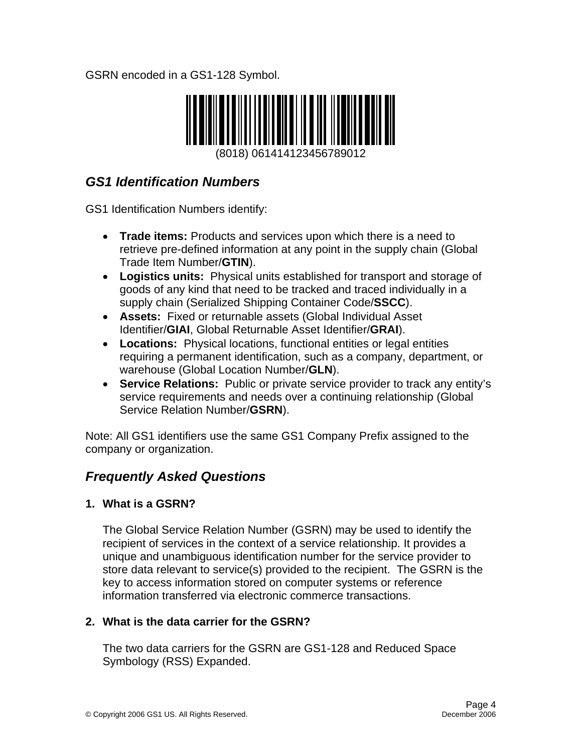GSRN encoded in a GS1-128 Symbol.

(8018) 061414123456789012

## *GS1 Identification Numbers*

GS1 Identification Numbers identify:

- **Trade items:** Products and services upon which there is a need to retrieve pre-defined information at any point in the supply chain (Global Trade Item Number/**GTIN**).
- **Logistics units:** Physical units established for transport and storage of goods of any kind that need to be tracked and traced individually in a supply chain (Serialized Shipping Container Code/**SSCC**).
- **Assets:** Fixed or returnable assets (Global Individual Asset Identifier/**GIAI**, Global Returnable Asset Identifier/**GRAI**).
- **Locations:** Physical locations, functional entities or legal entities requiring a permanent identification, such as a company, department, or warehouse (Global Location Number/**GLN**).
- **Service Relations:** Public or private service provider to track any entity's service requirements and needs over a continuing relationship (Global Service Relation Number/**GSRN**).

Note: All GS1 identifiers use the same GS1 Company Prefix assigned to the company or organization.

## *Frequently Asked Questions*

1. **What is a GSRN?**

   The Global Service Relation Number (GSRN) may be used to identify the recipient of services in the context of a service relationship. It provides a unique and unambiguous identification number for the service provider to store data relevant to service(s) provided to the recipient. The GSRN is the key to access information stored on computer systems or reference information transferred via electronic commerce transactions.

2. **What is the data carrier for the GSRN?**

   The two data carriers for the GSRN are GS1-128 and Reduced Space Symbology (RSS) Expanded.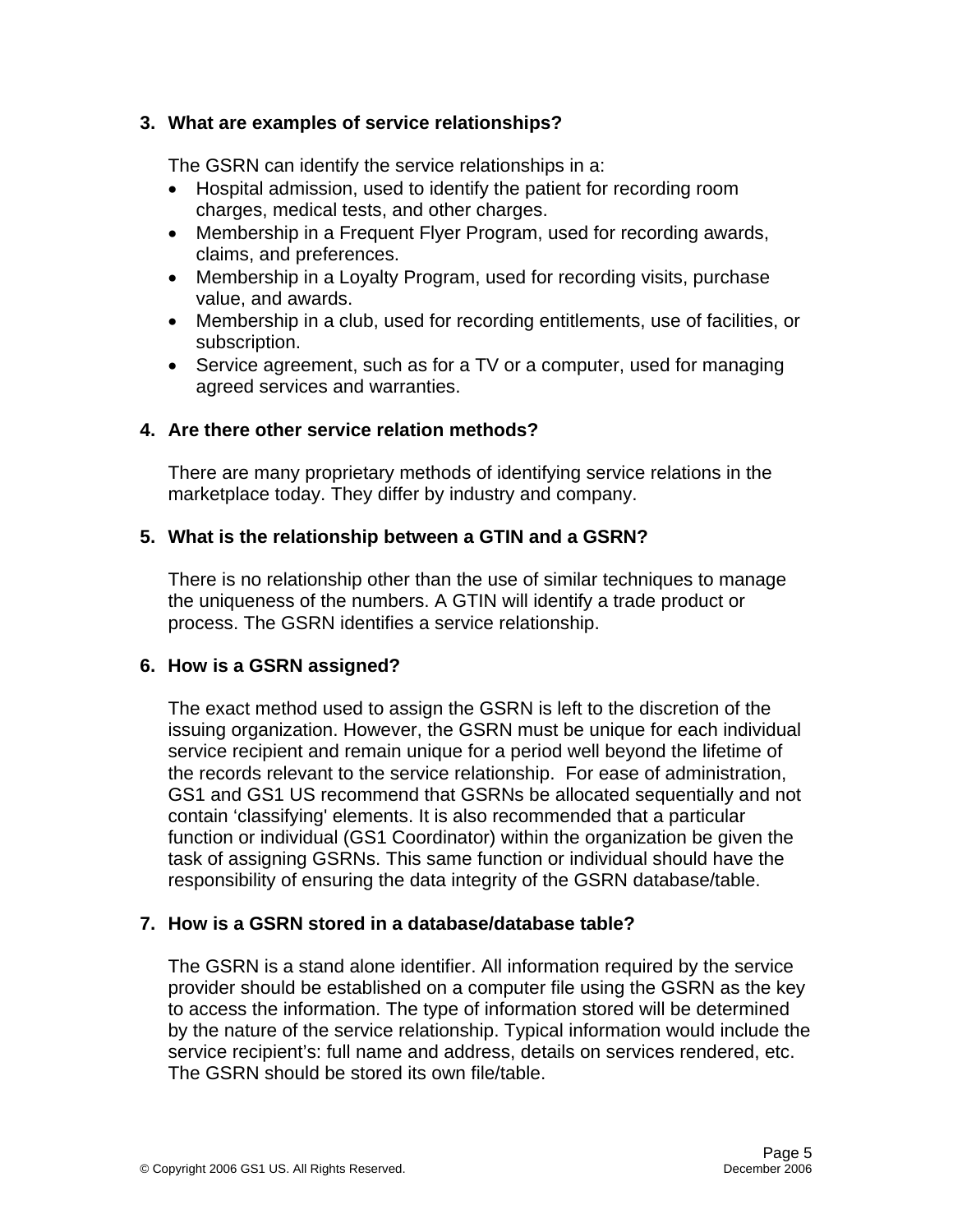### 3. What are examples of service relationships?

The GSRN can identify the service relationships in a:

- Hospital admission, used to identify the patient for recording room charges, medical tests, and other charges.
- Membership in a Frequent Flyer Program, used for recording awards, claims, and preferences.
- Membership in a Loyalty Program, used for recording visits, purchase value, and awards.
- Membership in a club, used for recording entitlements, use of facilities, or subscription.
- Service agreement, such as for a TV or a computer, used for managing agreed services and warranties.

### 4. Are there other service relation methods?

There are many proprietary methods of identifying service relations in the marketplace today. They differ by industry and company.

### 5. What is the relationship between a GTIN and a GSRN?

There is no relationship other than the use of similar techniques to manage the uniqueness of the numbers. A GTIN will identify a trade product or process. The GSRN identifies a service relationship.

### 6. How is a GSRN assigned?

The exact method used to assign the GSRN is left to the discretion of the issuing organization. However, the GSRN must be unique for each individual service recipient and remain unique for a period well beyond the lifetime of the records relevant to the service relationship. For ease of administration, GS1 and GS1 US recommend that GSRNs be allocated sequentially and not contain 'classifying' elements. It is also recommended that a particular function or individual (GS1 Coordinator) within the organization be given the task of assigning GSRNs. This same function or individual should have the responsibility of ensuring the data integrity of the GSRN database/table.

### 7. How is a GSRN stored in a database/database table?

The GSRN is a stand alone identifier. All information required by the service provider should be established on a computer file using the GSRN as the key to access the information. The type of information stored will be determined by the nature of the service relationship. Typical information would include the service recipient's: full name and address, details on services rendered, etc. The GSRN should be stored its own file/table.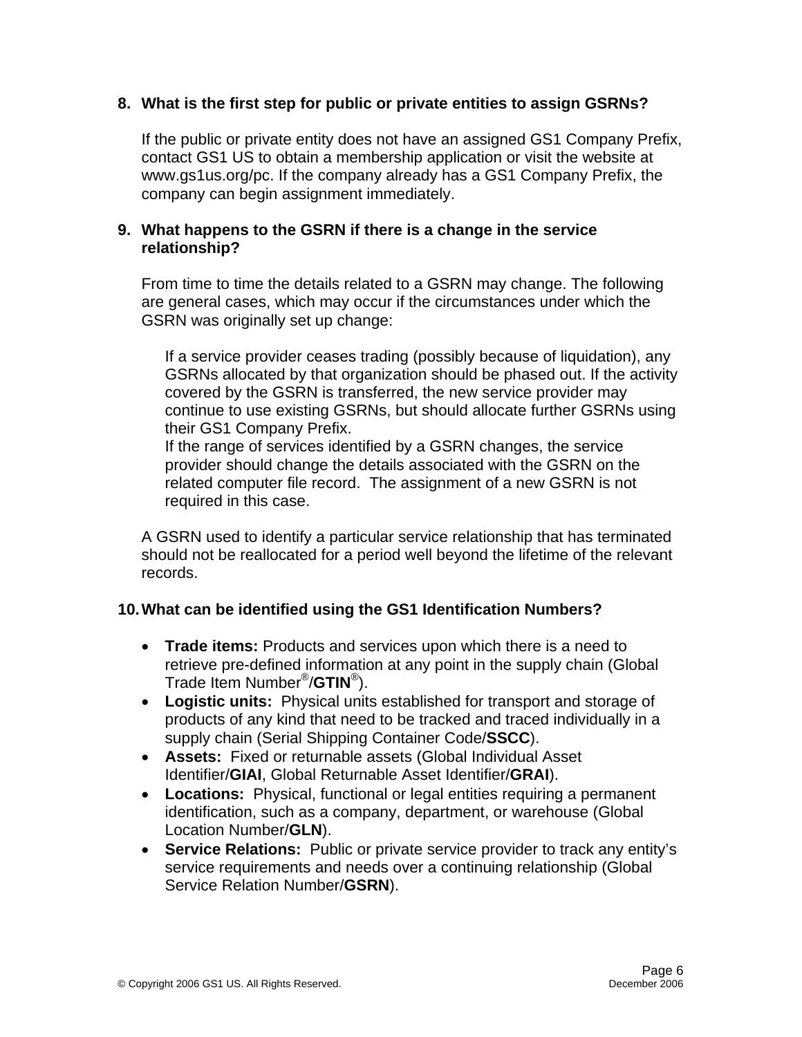8. **What is the first step for public or private entities to assign GSRNs?**

   If the public or private entity does not have an assigned GS1 Company Prefix, contact GS1 US to obtain a membership application or visit the website at www.gs1us.org/pc. If the company already has a GS1 Company Prefix, the company can begin assignment immediately.

9. **What happens to the GSRN if there is a change in the service relationship?**

   From time to time the details related to a GSRN may change. The following are general cases, which may occur if the circumstances under which the GSRN was originally set up change:

   If a service provider ceases trading (possibly because of liquidation), any GSRNs allocated by that organization should be phased out. If the activity covered by the GSRN is transferred, the new service provider may continue to use existing GSRNs, but should allocate further GSRNs using their GS1 Company Prefix.
   If the range of services identified by a GSRN changes, the service provider should change the details associated with the GSRN on the related computer file record. The assignment of a new GSRN is not required in this case.

   A GSRN used to identify a particular service relationship that has terminated should not be reallocated for a period well beyond the lifetime of the relevant records.

10. **What can be identified using the GS1 Identification Numbers?**

    - **Trade items:** Products and services upon which there is a need to retrieve pre-defined information at any point in the supply chain (Global Trade Item Number®/**GTIN**®).
    - **Logistic units:** Physical units established for transport and storage of products of any kind that need to be tracked and traced individually in a supply chain (Serial Shipping Container Code/**SSCC**).
    - **Assets:** Fixed or returnable assets (Global Individual Asset Identifier/**GIAI**, Global Returnable Asset Identifier/**GRAI**).
    - **Locations:** Physical, functional or legal entities requiring a permanent identification, such as a company, department, or warehouse (Global Location Number/**GLN**).
    - **Service Relations:** Public or private service provider to track any entity's service requirements and needs over a continuing relationship (Global Service Relation Number/**GSRN**).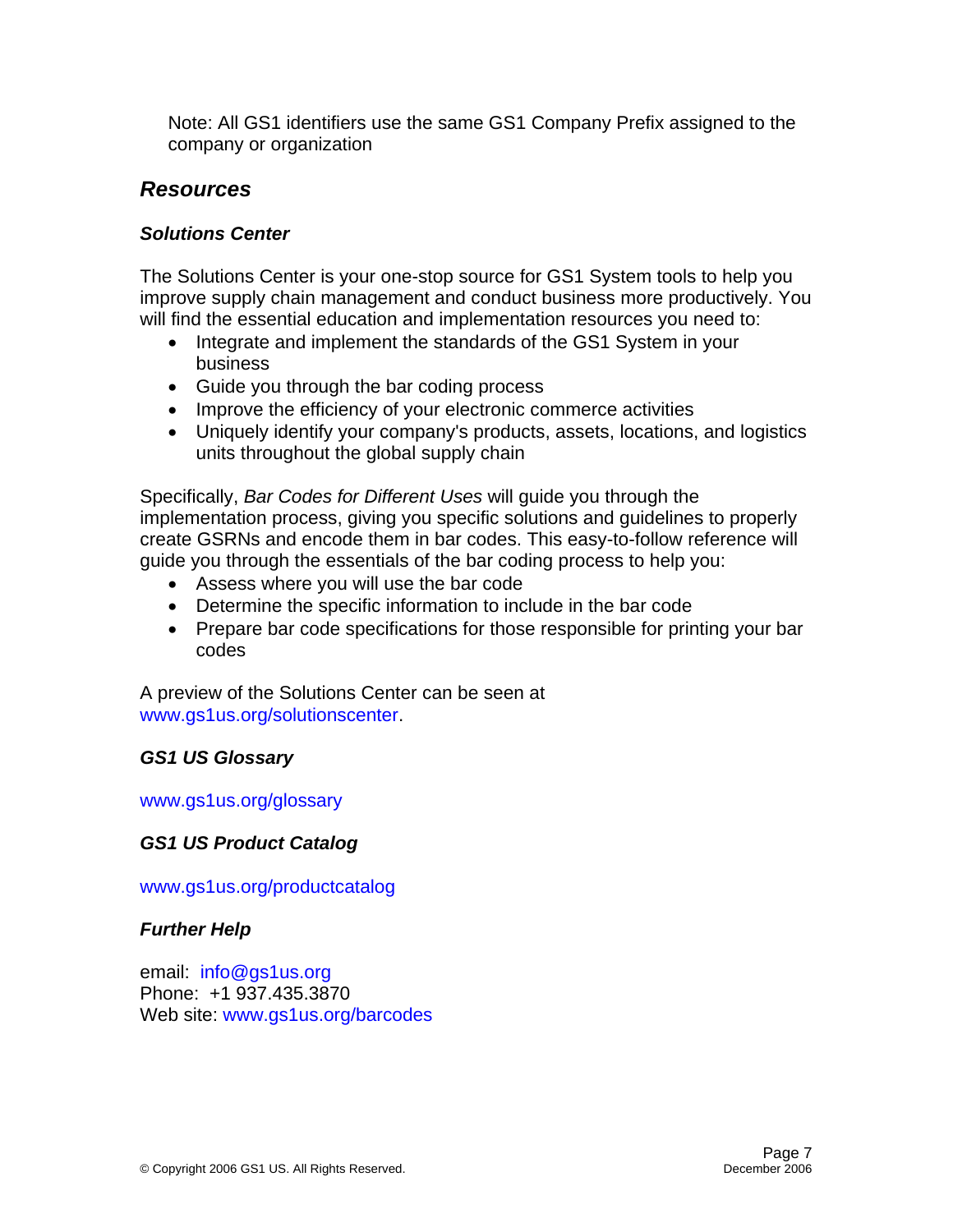Note: All GS1 identifiers use the same GS1 Company Prefix assigned to the company or organization

## *Resources*

### *Solutions Center*

The Solutions Center is your one-stop source for GS1 System tools to help you improve supply chain management and conduct business more productively. You will find the essential education and implementation resources you need to:

- Integrate and implement the standards of the GS1 System in your business
- Guide you through the bar coding process
- Improve the efficiency of your electronic commerce activities
- Uniquely identify your company's products, assets, locations, and logistics units throughout the global supply chain

Specifically, *Bar Codes for Different Uses* will guide you through the implementation process, giving you specific solutions and guidelines to properly create GSRNs and encode them in bar codes. This easy-to-follow reference will guide you through the essentials of the bar coding process to help you:

- Assess where you will use the bar code
- Determine the specific information to include in the bar code
- Prepare bar code specifications for those responsible for printing your bar codes

A preview of the Solutions Center can be seen at www.gs1us.org/solutionscenter.

### *GS1 US Glossary*

www.gs1us.org/glossary

### *GS1 US Product Catalog*

www.gs1us.org/productcatalog

### *Further Help*

email: info@gs1us.org
Phone: +1 937.435.3870
Web site: www.gs1us.org/barcodes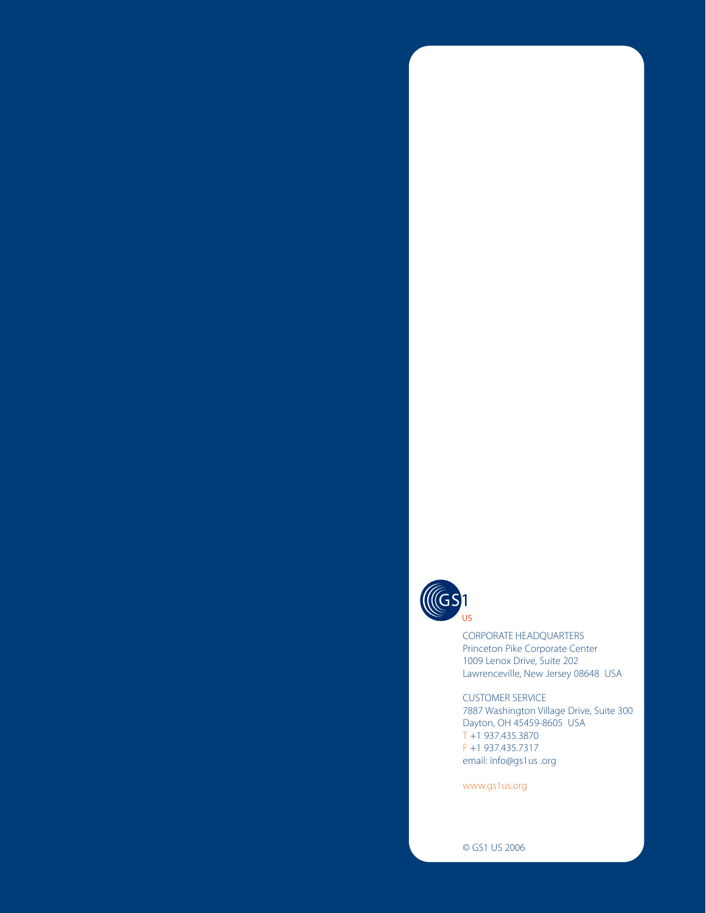GS1 US

CORPORATE HEADQUARTERS
Princeton Pike Corporate Center
1009 Lenox Drive, Suite 202
Lawrenceville, New Jersey 08648 USA

CUSTOMER SERVICE
7887 Washington Village Drive, Suite 300
Dayton, OH 45459-8605 USA
T +1 937.435.3870
F +1 937.435.7317
email: info@gs1us .org

www.gs1us.org

© GS1 US 2006